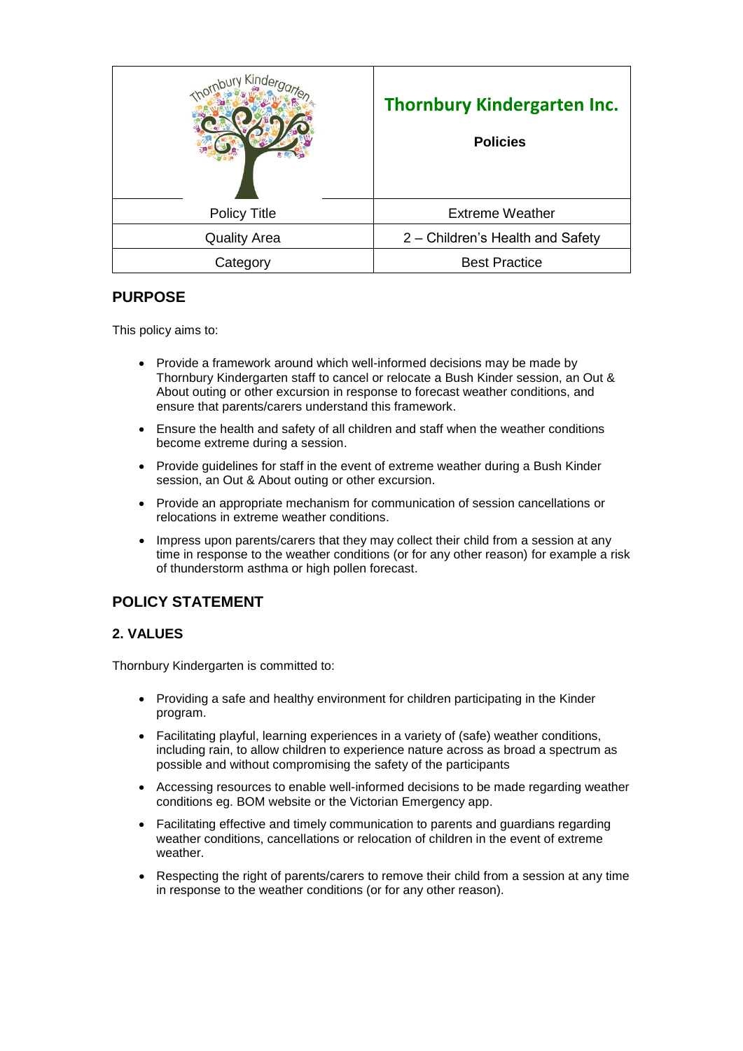| | Thornbury Kindergarten Inc. **Policies** |
| --- | --- |
| Policy Title | Extreme Weather |
| Quality Area | 2 – Children's Health and Safety |
| Category | Best Practice |

## PURPOSE

This policy aims to:

- Provide a framework around which well-informed decisions may be made by Thornbury Kindergarten staff to cancel or relocate a Bush Kinder session, an Out & About outing or other excursion in response to forecast weather conditions, and ensure that parents/carers understand this framework.
- Ensure the health and safety of all children and staff when the weather conditions become extreme during a session.
- Provide guidelines for staff in the event of extreme weather during a Bush Kinder session, an Out & About outing or other excursion.
- Provide an appropriate mechanism for communication of session cancellations or relocations in extreme weather conditions.
- Impress upon parents/carers that they may collect their child from a session at any time in response to the weather conditions (or for any other reason) for example a risk of thunderstorm asthma or high pollen forecast.

## POLICY STATEMENT

### 2. VALUES

Thornbury Kindergarten is committed to:

- Providing a safe and healthy environment for children participating in the Kinder program.
- Facilitating playful, learning experiences in a variety of (safe) weather conditions, including rain, to allow children to experience nature across as broad a spectrum as possible and without compromising the safety of the participants
- Accessing resources to enable well-informed decisions to be made regarding weather conditions eg. BOM website or the Victorian Emergency app.
- Facilitating effective and timely communication to parents and guardians regarding weather conditions, cancellations or relocation of children in the event of extreme weather.
- Respecting the right of parents/carers to remove their child from a session at any time in response to the weather conditions (or for any other reason).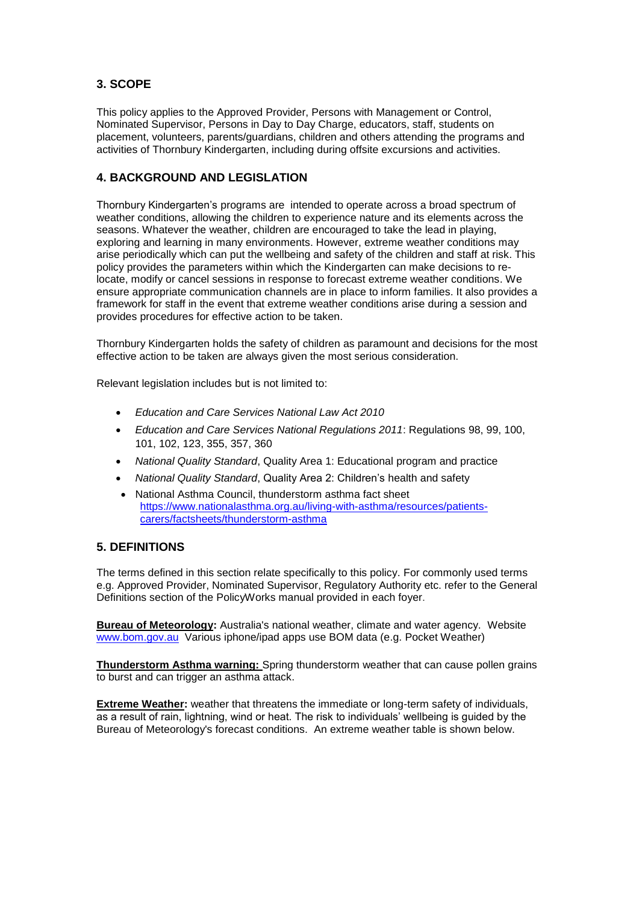## 3. SCOPE

This policy applies to the Approved Provider, Persons with Management or Control, Nominated Supervisor, Persons in Day to Day Charge, educators, staff, students on placement, volunteers, parents/guardians, children and others attending the programs and activities of Thornbury Kindergarten, including during offsite excursions and activities.

## 4. BACKGROUND AND LEGISLATION

Thornbury Kindergarten's programs are intended to operate across a broad spectrum of weather conditions, allowing the children to experience nature and its elements across the seasons. Whatever the weather, children are encouraged to take the lead in playing, exploring and learning in many environments. However, extreme weather conditions may arise periodically which can put the wellbeing and safety of the children and staff at risk. This policy provides the parameters within which the Kindergarten can make decisions to re-locate, modify or cancel sessions in response to forecast extreme weather conditions. We ensure appropriate communication channels are in place to inform families. It also provides a framework for staff in the event that extreme weather conditions arise during a session and provides procedures for effective action to be taken.

Thornbury Kindergarten holds the safety of children as paramount and decisions for the most effective action to be taken are always given the most serious consideration.

Relevant legislation includes but is not limited to:

- *Education and Care Services National Law Act 2010*
- *Education and Care Services National Regulations 2011*: Regulations 98, 99, 100, 101, 102, 123, 355, 357, 360
- *National Quality Standard*, Quality Area 1: Educational program and practice
- *National Quality Standard*, Quality Area 2: Children's health and safety
- National Asthma Council, thunderstorm asthma fact sheet https://www.nationalasthma.org.au/living-with-asthma/resources/patients-carers/factsheets/thunderstorm-asthma

## 5. DEFINITIONS

The terms defined in this section relate specifically to this policy. For commonly used terms e.g. Approved Provider, Nominated Supervisor, Regulatory Authority etc. refer to the General Definitions section of the PolicyWorks manual provided in each foyer.

**Bureau of Meteorology:** Australia's national weather, climate and water agency. Website www.bom.gov.au Various iphone/ipad apps use BOM data (e.g. Pocket Weather)

**Thunderstorm Asthma warning:** Spring thunderstorm weather that can cause pollen grains to burst and can trigger an asthma attack.

**Extreme Weather:** weather that threatens the immediate or long-term safety of individuals, as a result of rain, lightning, wind or heat. The risk to individuals' wellbeing is guided by the Bureau of Meteorology's forecast conditions. An extreme weather table is shown below.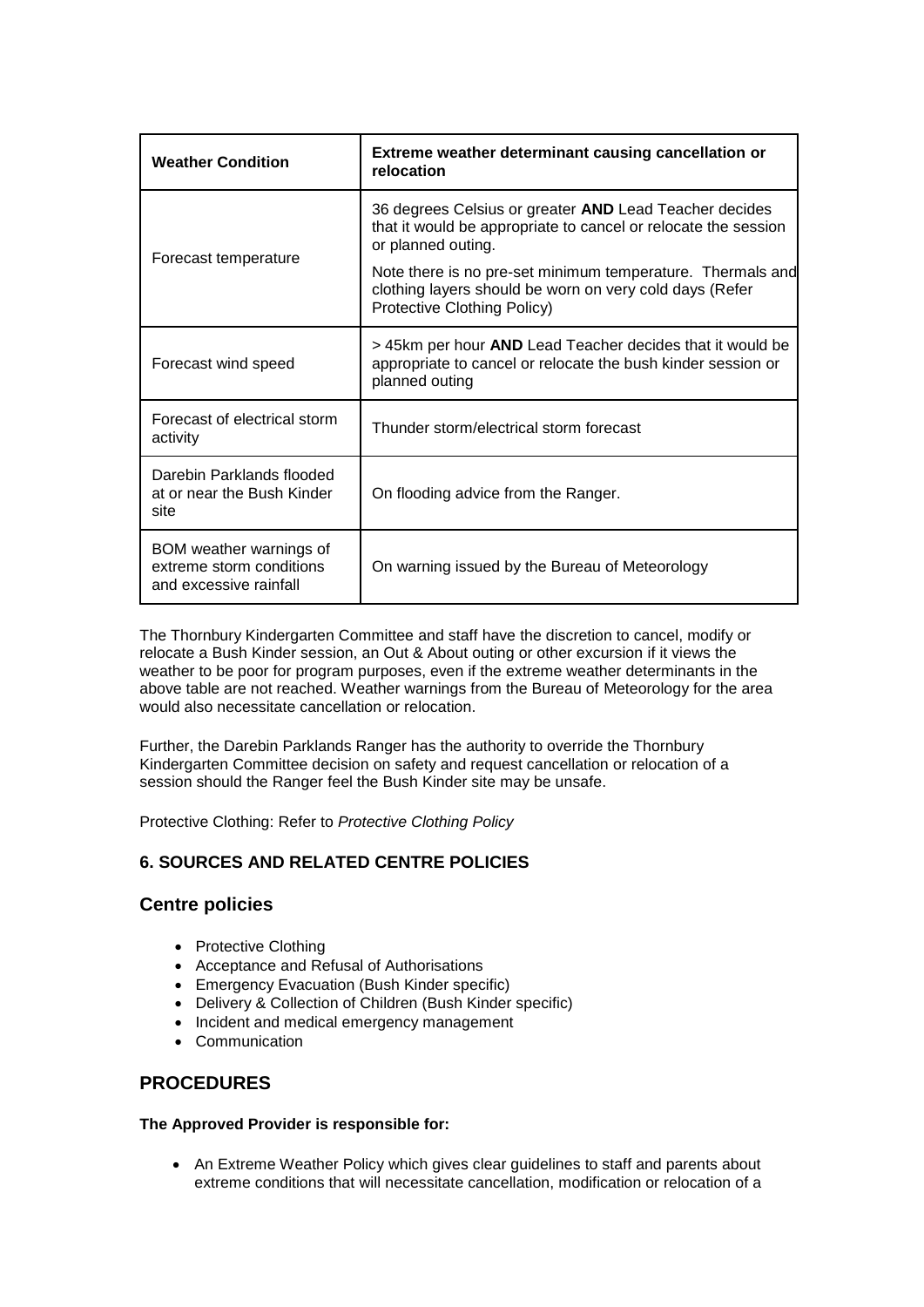| Weather Condition | Extreme weather determinant causing cancellation or relocation |
| --- | --- |
| Forecast temperature | 36 degrees Celsius or greater **AND** Lead Teacher decides that it would be appropriate to cancel or relocate the session or planned outing.<br><br>Note there is no pre-set minimum temperature. Thermals and clothing layers should be worn on very cold days (Refer Protective Clothing Policy) |
| Forecast wind speed | > 45km per hour **AND** Lead Teacher decides that it would be appropriate to cancel or relocate the bush kinder session or planned outing |
| Forecast of electrical storm activity | Thunder storm/electrical storm forecast |
| Darebin Parklands flooded at or near the Bush Kinder site | On flooding advice from the Ranger. |
| BOM weather warnings of extreme storm conditions and excessive rainfall | On warning issued by the Bureau of Meteorology |

The Thornbury Kindergarten Committee and staff have the discretion to cancel, modify or relocate a Bush Kinder session, an Out & About outing or other excursion if it views the weather to be poor for program purposes, even if the extreme weather determinants in the above table are not reached. Weather warnings from the Bureau of Meteorology for the area would also necessitate cancellation or relocation.

Further, the Darebin Parklands Ranger has the authority to override the Thornbury Kindergarten Committee decision on safety and request cancellation or relocation of a session should the Ranger feel the Bush Kinder site may be unsafe.

Protective Clothing: Refer to *Protective Clothing Policy*

### 6. SOURCES AND RELATED CENTRE POLICIES

## Centre policies

- Protective Clothing
- Acceptance and Refusal of Authorisations
- Emergency Evacuation (Bush Kinder specific)
- Delivery & Collection of Children (Bush Kinder specific)
- Incident and medical emergency management
- Communication

## PROCEDURES

**The Approved Provider is responsible for:**

- An Extreme Weather Policy which gives clear guidelines to staff and parents about extreme conditions that will necessitate cancellation, modification or relocation of a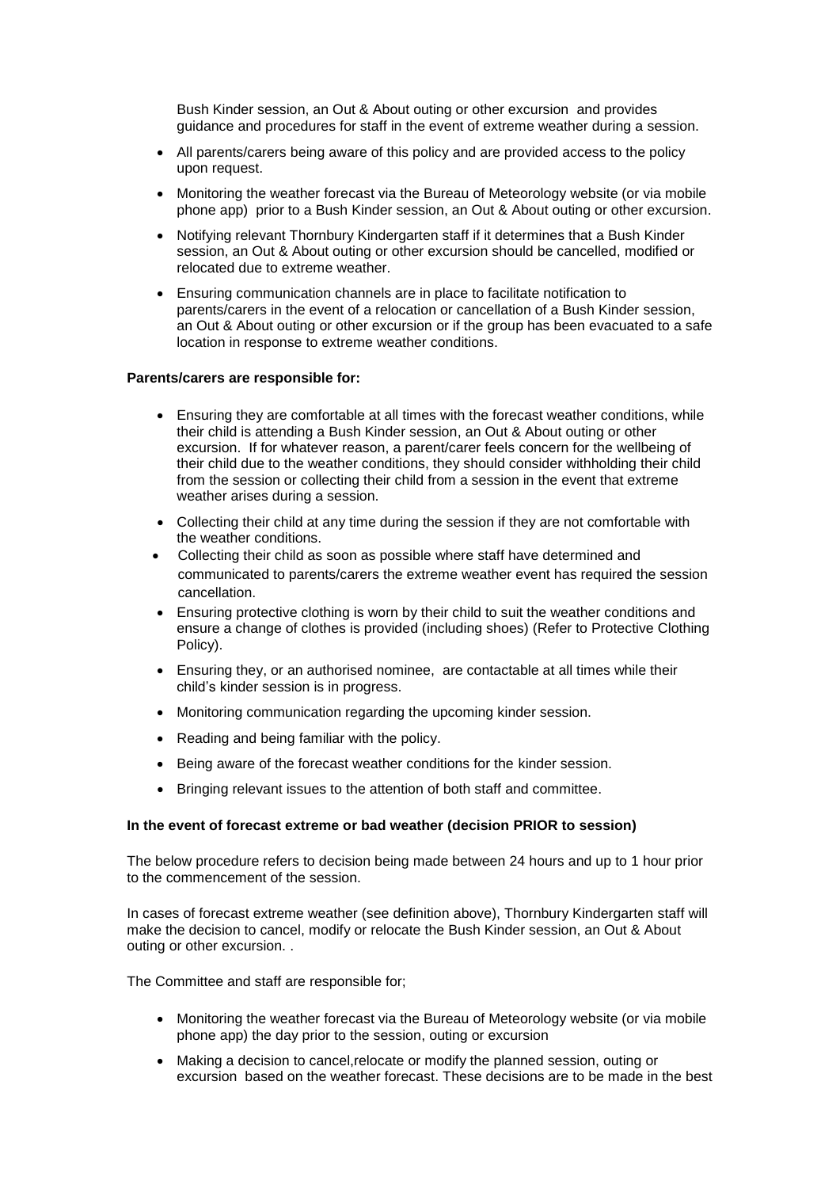Bush Kinder session, an Out & About outing or other excursion and provides guidance and procedures for staff in the event of extreme weather during a session.

- All parents/carers being aware of this policy and are provided access to the policy upon request.
- Monitoring the weather forecast via the Bureau of Meteorology website (or via mobile phone app) prior to a Bush Kinder session, an Out & About outing or other excursion.
- Notifying relevant Thornbury Kindergarten staff if it determines that a Bush Kinder session, an Out & About outing or other excursion should be cancelled, modified or relocated due to extreme weather.
- Ensuring communication channels are in place to facilitate notification to parents/carers in the event of a relocation or cancellation of a Bush Kinder session, an Out & About outing or other excursion or if the group has been evacuated to a safe location in response to extreme weather conditions.

**Parents/carers are responsible for:**

- Ensuring they are comfortable at all times with the forecast weather conditions, while their child is attending a Bush Kinder session, an Out & About outing or other excursion. If for whatever reason, a parent/carer feels concern for the wellbeing of their child due to the weather conditions, they should consider withholding their child from the session or collecting their child from a session in the event that extreme weather arises during a session.
- Collecting their child at any time during the session if they are not comfortable with the weather conditions.
- Collecting their child as soon as possible where staff have determined and communicated to parents/carers the extreme weather event has required the session cancellation.
- Ensuring protective clothing is worn by their child to suit the weather conditions and ensure a change of clothes is provided (including shoes) (Refer to Protective Clothing Policy).
- Ensuring they, or an authorised nominee, are contactable at all times while their child's kinder session is in progress.
- Monitoring communication regarding the upcoming kinder session.
- Reading and being familiar with the policy.
- Being aware of the forecast weather conditions for the kinder session.
- Bringing relevant issues to the attention of both staff and committee.

**In the event of forecast extreme or bad weather (decision PRIOR to session)**

The below procedure refers to decision being made between 24 hours and up to 1 hour prior to the commencement of the session.

In cases of forecast extreme weather (see definition above), Thornbury Kindergarten staff will make the decision to cancel, modify or relocate the Bush Kinder session, an Out & About outing or other excursion. .

The Committee and staff are responsible for;

- Monitoring the weather forecast via the Bureau of Meteorology website (or via mobile phone app) the day prior to the session, outing or excursion
- Making a decision to cancel,relocate or modify the planned session, outing or excursion based on the weather forecast. These decisions are to be made in the best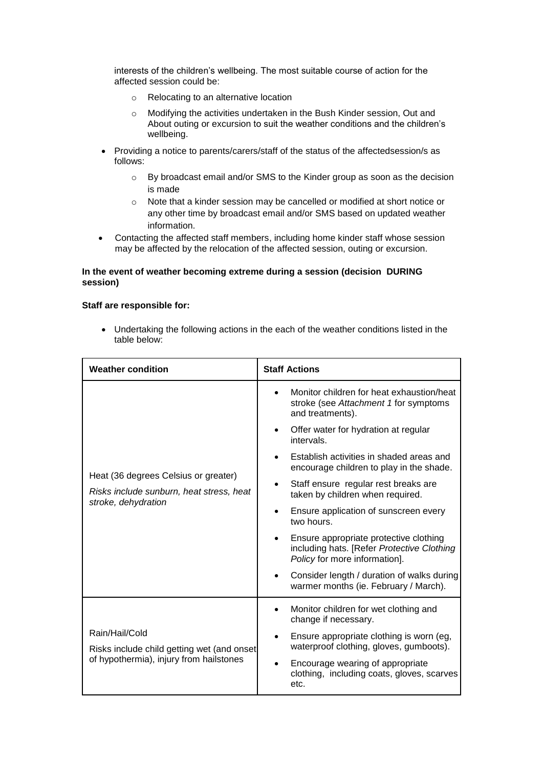interests of the children's wellbeing. The most suitable course of action for the affected session could be:

  - Relocating to an alternative location
  - Modifying the activities undertaken in the Bush Kinder session, Out and About outing or excursion to suit the weather conditions and the children's wellbeing.

- Providing a notice to parents/carers/staff of the status of the affectedsession/s as follows:
  - By broadcast email and/or SMS to the Kinder group as soon as the decision is made
  - Note that a kinder session may be cancelled or modified at short notice or any other time by broadcast email and/or SMS based on updated weather information.
- Contacting the affected staff members, including home kinder staff whose session may be affected by the relocation of the affected session, outing or excursion.

**In the event of weather becoming extreme during a session (decision DURING session)**

**Staff are responsible for:**

- Undertaking the following actions in the each of the weather conditions listed in the table below:

| Weather condition | Staff Actions |
|---|---|
| Heat (36 degrees Celsius or greater)<br>*Risks include sunburn, heat stress, heat stroke, dehydration* | • Monitor children for heat exhaustion/heat stroke (see *Attachment 1* for symptoms and treatments).<br>• Offer water for hydration at regular intervals.<br>• Establish activities in shaded areas and encourage children to play in the shade.<br>• Staff ensure regular rest breaks are taken by children when required.<br>• Ensure application of sunscreen every two hours.<br>• Ensure appropriate protective clothing including hats. [Refer *Protective Clothing Policy* for more information].<br>• Consider length / duration of walks during warmer months (ie. February / March). |
| Rain/Hail/Cold<br>Risks include child getting wet (and onset of hypothermia), injury from hailstones | • Monitor children for wet clothing and change if necessary.<br>• Ensure appropriate clothing is worn (eg, waterproof clothing, gloves, gumboots).<br>• Encourage wearing of appropriate clothing, including coats, gloves, scarves etc. |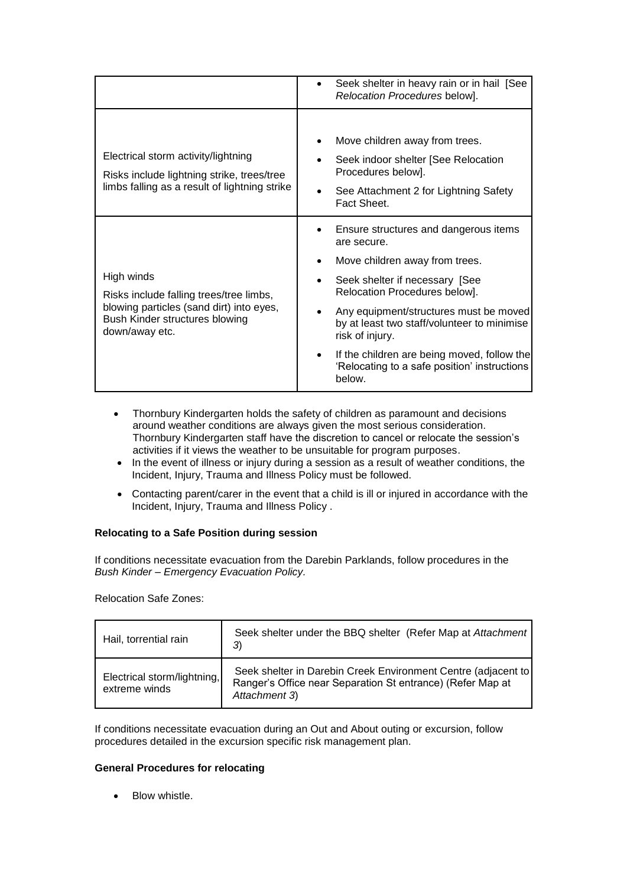| | |
|---|---|
| | • Seek shelter in heavy rain or in hail [See *Relocation Procedures* below]. |
| Electrical storm activity/lightning<br>Risks include lightning strike, trees/tree limbs falling as a result of lightning strike | • Move children away from trees.<br>• Seek indoor shelter [See Relocation Procedures below].<br>• See Attachment 2 for Lightning Safety Fact Sheet. |
| High winds<br>Risks include falling trees/tree limbs, blowing particles (sand dirt) into eyes, Bush Kinder structures blowing down/away etc. | • Ensure structures and dangerous items are secure.<br>• Move children away from trees.<br>• Seek shelter if necessary [See Relocation Procedures below].<br>• Any equipment/structures must be moved by at least two staff/volunteer to minimise risk of injury.<br>• If the children are being moved, follow the 'Relocating to a safe position' instructions below. |

- Thornbury Kindergarten holds the safety of children as paramount and decisions around weather conditions are always given the most serious consideration. Thornbury Kindergarten staff have the discretion to cancel or relocate the session's activities if it views the weather to be unsuitable for program purposes.
- In the event of illness or injury during a session as a result of weather conditions, the Incident, Injury, Trauma and Illness Policy must be followed.
- Contacting parent/carer in the event that a child is ill or injured in accordance with the Incident, Injury, Trauma and Illness Policy .

**Relocating to a Safe Position during session**

If conditions necessitate evacuation from the Darebin Parklands, follow procedures in the *Bush Kinder – Emergency Evacuation Policy.*

Relocation Safe Zones:

| | |
|---|---|
| Hail, torrential rain | Seek shelter under the BBQ shelter (Refer Map at *Attachment 3*) |
| Electrical storm/lightning, extreme winds | Seek shelter in Darebin Creek Environment Centre (adjacent to Ranger's Office near Separation St entrance) (Refer Map at *Attachment 3*) |

If conditions necessitate evacuation during an Out and About outing or excursion, follow procedures detailed in the excursion specific risk management plan.

**General Procedures for relocating**

- Blow whistle.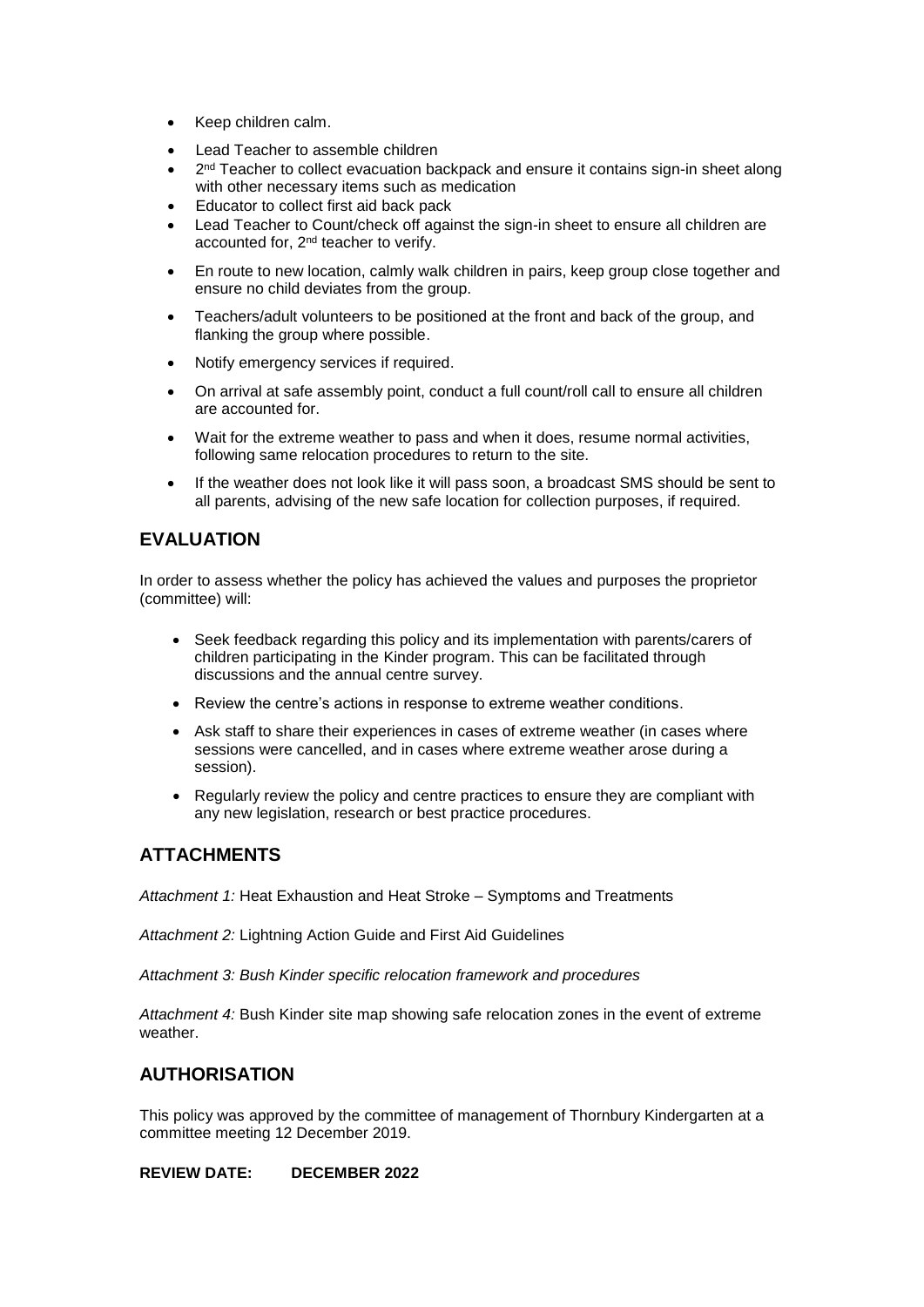- Keep children calm.
- Lead Teacher to assemble children
- 2nd Teacher to collect evacuation backpack and ensure it contains sign-in sheet along with other necessary items such as medication
- Educator to collect first aid back pack
- Lead Teacher to Count/check off against the sign-in sheet to ensure all children are accounted for, 2nd teacher to verify.
- En route to new location, calmly walk children in pairs, keep group close together and ensure no child deviates from the group.
- Teachers/adult volunteers to be positioned at the front and back of the group, and flanking the group where possible.
- Notify emergency services if required.
- On arrival at safe assembly point, conduct a full count/roll call to ensure all children are accounted for.
- Wait for the extreme weather to pass and when it does, resume normal activities, following same relocation procedures to return to the site.
- If the weather does not look like it will pass soon, a broadcast SMS should be sent to all parents, advising of the new safe location for collection purposes, if required.

## EVALUATION

In order to assess whether the policy has achieved the values and purposes the proprietor (committee) will:

- Seek feedback regarding this policy and its implementation with parents/carers of children participating in the Kinder program. This can be facilitated through discussions and the annual centre survey.
- Review the centre's actions in response to extreme weather conditions.
- Ask staff to share their experiences in cases of extreme weather (in cases where sessions were cancelled, and in cases where extreme weather arose during a session).
- Regularly review the policy and centre practices to ensure they are compliant with any new legislation, research or best practice procedures.

## ATTACHMENTS

*Attachment 1:* Heat Exhaustion and Heat Stroke – Symptoms and Treatments

*Attachment 2:* Lightning Action Guide and First Aid Guidelines

*Attachment 3: Bush Kinder specific relocation framework and procedures*

*Attachment 4:* Bush Kinder site map showing safe relocation zones in the event of extreme weather.

## AUTHORISATION

This policy was approved by the committee of management of Thornbury Kindergarten at a committee meeting 12 December 2019.

**REVIEW DATE: DECEMBER 2022**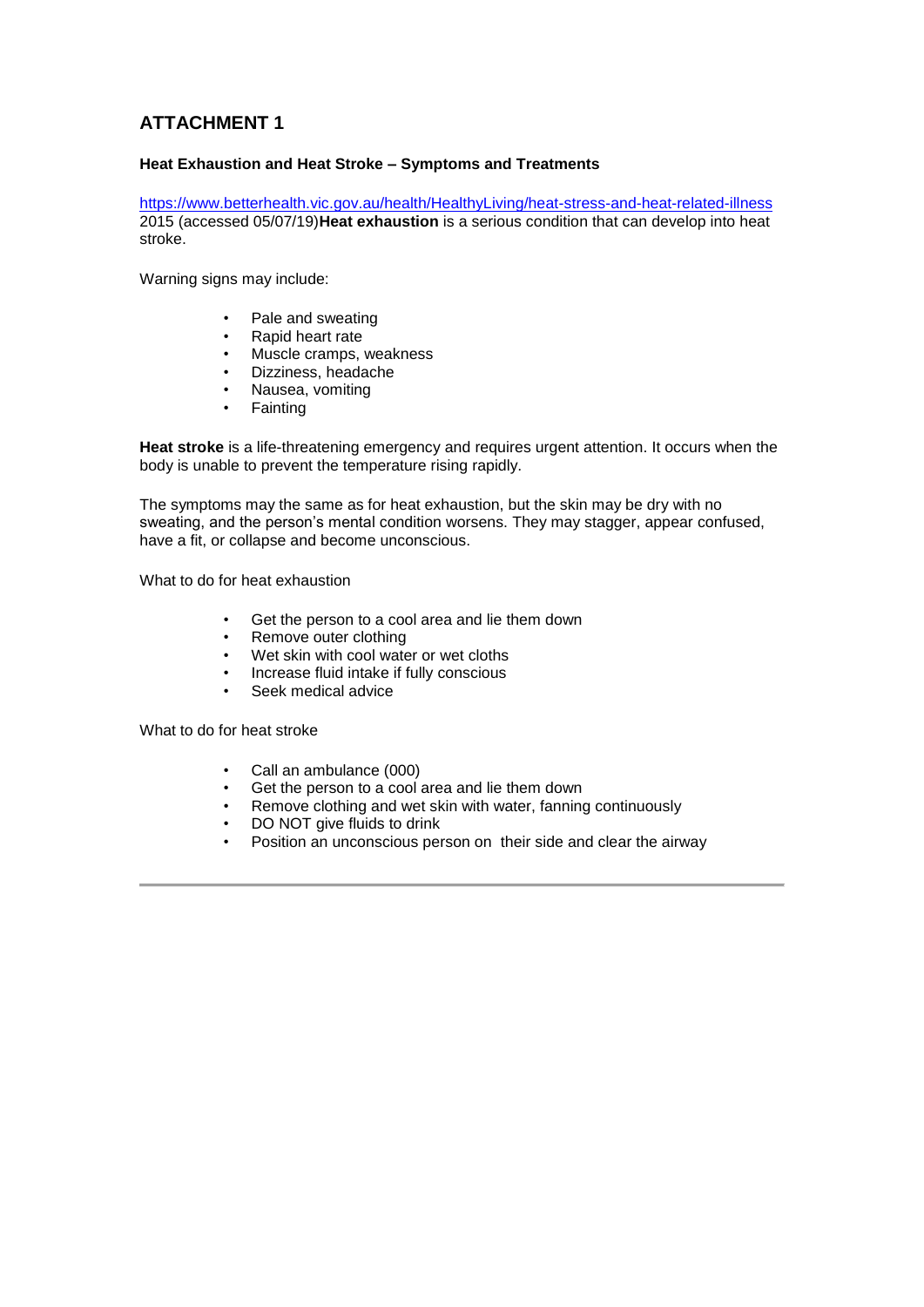## ATTACHMENT 1

**Heat Exhaustion and Heat Stroke – Symptoms and Treatments**

https://www.betterhealth.vic.gov.au/health/HealthyLiving/heat-stress-and-heat-related-illness 2015 (accessed 05/07/19)**Heat exhaustion** is a serious condition that can develop into heat stroke.

Warning signs may include:

- Pale and sweating
- Rapid heart rate
- Muscle cramps, weakness
- Dizziness, headache
- Nausea, vomiting
- Fainting

**Heat stroke** is a life-threatening emergency and requires urgent attention. It occurs when the body is unable to prevent the temperature rising rapidly.

The symptoms may the same as for heat exhaustion, but the skin may be dry with no sweating, and the person's mental condition worsens. They may stagger, appear confused, have a fit, or collapse and become unconscious.

What to do for heat exhaustion

- Get the person to a cool area and lie them down
- Remove outer clothing
- Wet skin with cool water or wet cloths
- Increase fluid intake if fully conscious
- Seek medical advice

What to do for heat stroke

- Call an ambulance (000)
- Get the person to a cool area and lie them down
- Remove clothing and wet skin with water, fanning continuously
- DO NOT give fluids to drink
- Position an unconscious person on their side and clear the airway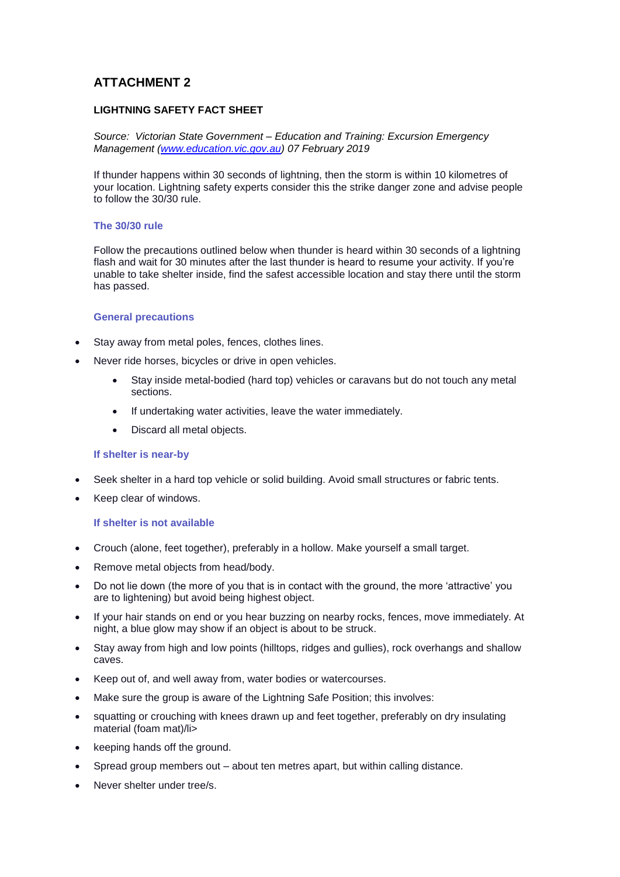## ATTACHMENT 2

**LIGHTNING SAFETY FACT SHEET**

*Source: Victorian State Government – Education and Training: Excursion Emergency Management ([www.education.vic.gov.au](http://www.education.vic.gov.au)) 07 February 2019*

If thunder happens within 30 seconds of lightning, then the storm is within 10 kilometres of your location. Lightning safety experts consider this the strike danger zone and advise people to follow the 30/30 rule.

### The 30/30 rule

Follow the precautions outlined below when thunder is heard within 30 seconds of a lightning flash and wait for 30 minutes after the last thunder is heard to resume your activity. If you're unable to take shelter inside, find the safest accessible location and stay there until the storm has passed.

### General precautions

- Stay away from metal poles, fences, clothes lines.
- Never ride horses, bicycles or drive in open vehicles.
  - Stay inside metal-bodied (hard top) vehicles or caravans but do not touch any metal sections.
  - If undertaking water activities, leave the water immediately.
  - Discard all metal objects.

### If shelter is near-by

- Seek shelter in a hard top vehicle or solid building. Avoid small structures or fabric tents.
- Keep clear of windows.

### If shelter is not available

- Crouch (alone, feet together), preferably in a hollow. Make yourself a small target.
- Remove metal objects from head/body.
- Do not lie down (the more of you that is in contact with the ground, the more 'attractive' you are to lightening) but avoid being highest object.
- If your hair stands on end or you hear buzzing on nearby rocks, fences, move immediately. At night, a blue glow may show if an object is about to be struck.
- Stay away from high and low points (hilltops, ridges and gullies), rock overhangs and shallow caves.
- Keep out of, and well away from, water bodies or watercourses.
- Make sure the group is aware of the Lightning Safe Position; this involves:
- squatting or crouching with knees drawn up and feet together, preferably on dry insulating material (foam mat)/li>
- keeping hands off the ground.
- Spread group members out – about ten metres apart, but within calling distance.
- Never shelter under tree/s.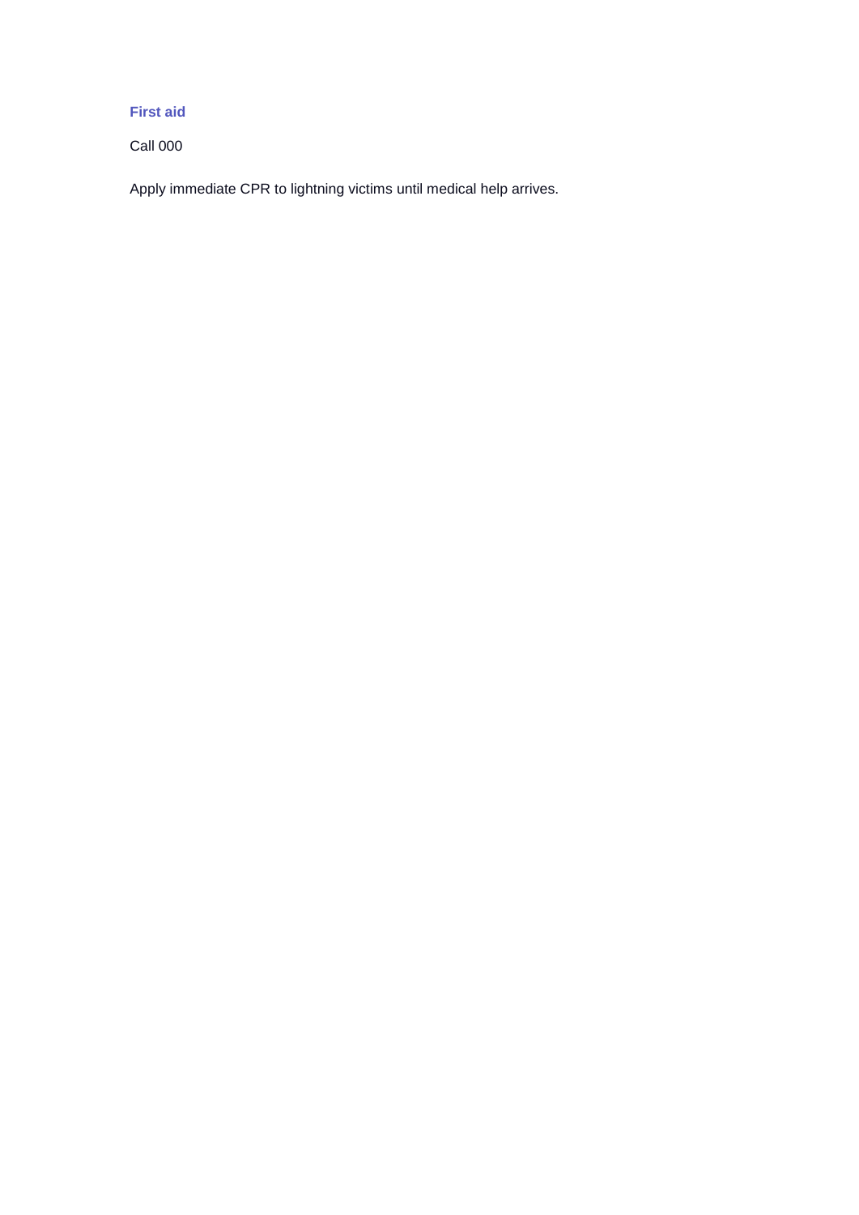### First aid

Call 000

Apply immediate CPR to lightning victims until medical help arrives.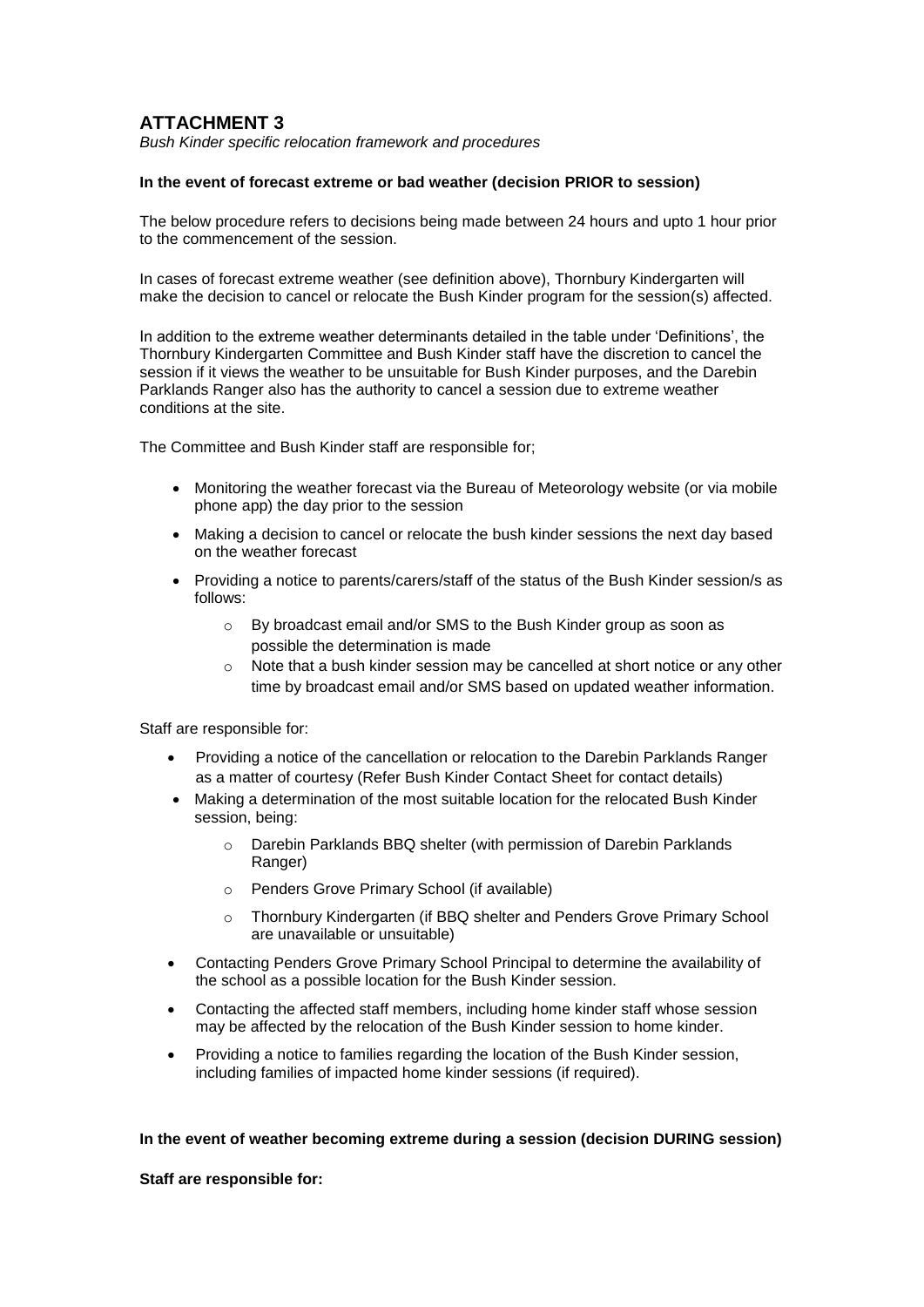# ATTACHMENT 3

*Bush Kinder specific relocation framework and procedures*

**In the event of forecast extreme or bad weather (decision PRIOR to session)**

The below procedure refers to decisions being made between 24 hours and upto 1 hour prior to the commencement of the session.

In cases of forecast extreme weather (see definition above), Thornbury Kindergarten will make the decision to cancel or relocate the Bush Kinder program for the session(s) affected.

In addition to the extreme weather determinants detailed in the table under 'Definitions', the Thornbury Kindergarten Committee and Bush Kinder staff have the discretion to cancel the session if it views the weather to be unsuitable for Bush Kinder purposes, and the Darebin Parklands Ranger also has the authority to cancel a session due to extreme weather conditions at the site.

The Committee and Bush Kinder staff are responsible for;

- Monitoring the weather forecast via the Bureau of Meteorology website (or via mobile phone app) the day prior to the session
- Making a decision to cancel or relocate the bush kinder sessions the next day based on the weather forecast
- Providing a notice to parents/carers/staff of the status of the Bush Kinder session/s as follows:
  - By broadcast email and/or SMS to the Bush Kinder group as soon as possible the determination is made
  - Note that a bush kinder session may be cancelled at short notice or any other time by broadcast email and/or SMS based on updated weather information.

Staff are responsible for:

- Providing a notice of the cancellation or relocation to the Darebin Parklands Ranger as a matter of courtesy (Refer Bush Kinder Contact Sheet for contact details)
- Making a determination of the most suitable location for the relocated Bush Kinder session, being:
  - Darebin Parklands BBQ shelter (with permission of Darebin Parklands Ranger)
  - Penders Grove Primary School (if available)
  - Thornbury Kindergarten (if BBQ shelter and Penders Grove Primary School are unavailable or unsuitable)
- Contacting Penders Grove Primary School Principal to determine the availability of the school as a possible location for the Bush Kinder session.
- Contacting the affected staff members, including home kinder staff whose session may be affected by the relocation of the Bush Kinder session to home kinder.
- Providing a notice to families regarding the location of the Bush Kinder session, including families of impacted home kinder sessions (if required).

**In the event of weather becoming extreme during a session (decision DURING session)**

**Staff are responsible for:**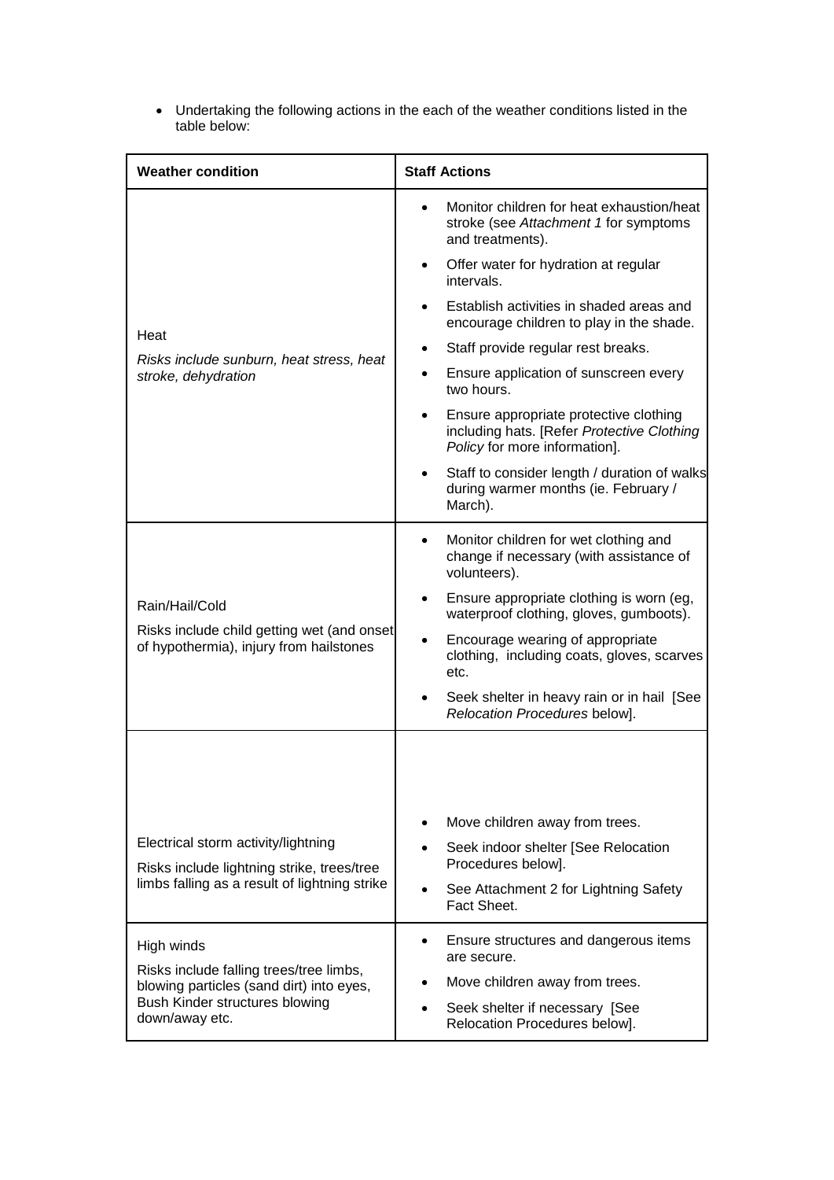- Undertaking the following actions in the each of the weather conditions listed in the table below:

| **Weather condition** | **Staff Actions** |
|---|---|
| Heat<br>*Risks include sunburn, heat stress, heat stroke, dehydration* | • Monitor children for heat exhaustion/heat stroke (see *Attachment 1* for symptoms and treatments).<br>• Offer water for hydration at regular intervals.<br>• Establish activities in shaded areas and encourage children to play in the shade.<br>• Staff provide regular rest breaks.<br>• Ensure application of sunscreen every two hours.<br>• Ensure appropriate protective clothing including hats. [Refer *Protective Clothing Policy* for more information].<br>• Staff to consider length / duration of walks during warmer months (ie. February / March). |
| Rain/Hail/Cold<br>Risks include child getting wet (and onset of hypothermia), injury from hailstones | • Monitor children for wet clothing and change if necessary (with assistance of volunteers).<br>• Ensure appropriate clothing is worn (eg, waterproof clothing, gloves, gumboots).<br>• Encourage wearing of appropriate clothing, including coats, gloves, scarves etc.<br>• Seek shelter in heavy rain or in hail [See *Relocation Procedures* below]. |
| Electrical storm activity/lightning<br>Risks include lightning strike, trees/tree limbs falling as a result of lightning strike | • Move children away from trees.<br>• Seek indoor shelter [See Relocation Procedures below].<br>• See Attachment 2 for Lightning Safety Fact Sheet. |
| High winds<br>Risks include falling trees/tree limbs, blowing particles (sand dirt) into eyes, Bush Kinder structures blowing down/away etc. | • Ensure structures and dangerous items are secure.<br>• Move children away from trees.<br>• Seek shelter if necessary [See Relocation Procedures below]. |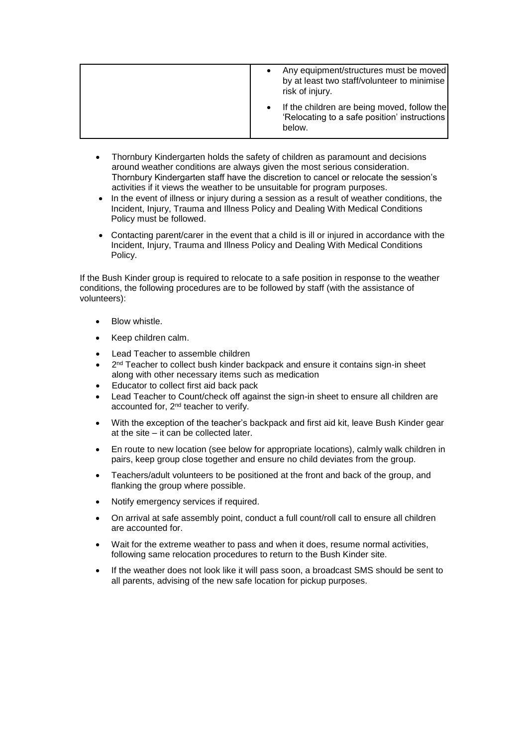| | |
|---|---|
| | • Any equipment/structures must be moved by at least two staff/volunteer to minimise risk of injury.<br><br>• If the children are being moved, follow the 'Relocating to a safe position' instructions below. |

- Thornbury Kindergarten holds the safety of children as paramount and decisions around weather conditions are always given the most serious consideration. Thornbury Kindergarten staff have the discretion to cancel or relocate the session's activities if it views the weather to be unsuitable for program purposes.
- In the event of illness or injury during a session as a result of weather conditions, the Incident, Injury, Trauma and Illness Policy and Dealing With Medical Conditions Policy must be followed.
- Contacting parent/carer in the event that a child is ill or injured in accordance with the Incident, Injury, Trauma and Illness Policy and Dealing With Medical Conditions Policy.

If the Bush Kinder group is required to relocate to a safe position in response to the weather conditions, the following procedures are to be followed by staff (with the assistance of volunteers):

- Blow whistle.
- Keep children calm.
- Lead Teacher to assemble children
- 2nd Teacher to collect bush kinder backpack and ensure it contains sign-in sheet along with other necessary items such as medication
- Educator to collect first aid back pack
- Lead Teacher to Count/check off against the sign-in sheet to ensure all children are accounted for, 2nd teacher to verify.
- With the exception of the teacher's backpack and first aid kit, leave Bush Kinder gear at the site – it can be collected later.
- En route to new location (see below for appropriate locations), calmly walk children in pairs, keep group close together and ensure no child deviates from the group.
- Teachers/adult volunteers to be positioned at the front and back of the group, and flanking the group where possible.
- Notify emergency services if required.
- On arrival at safe assembly point, conduct a full count/roll call to ensure all children are accounted for.
- Wait for the extreme weather to pass and when it does, resume normal activities, following same relocation procedures to return to the Bush Kinder site.
- If the weather does not look like it will pass soon, a broadcast SMS should be sent to all parents, advising of the new safe location for pickup purposes.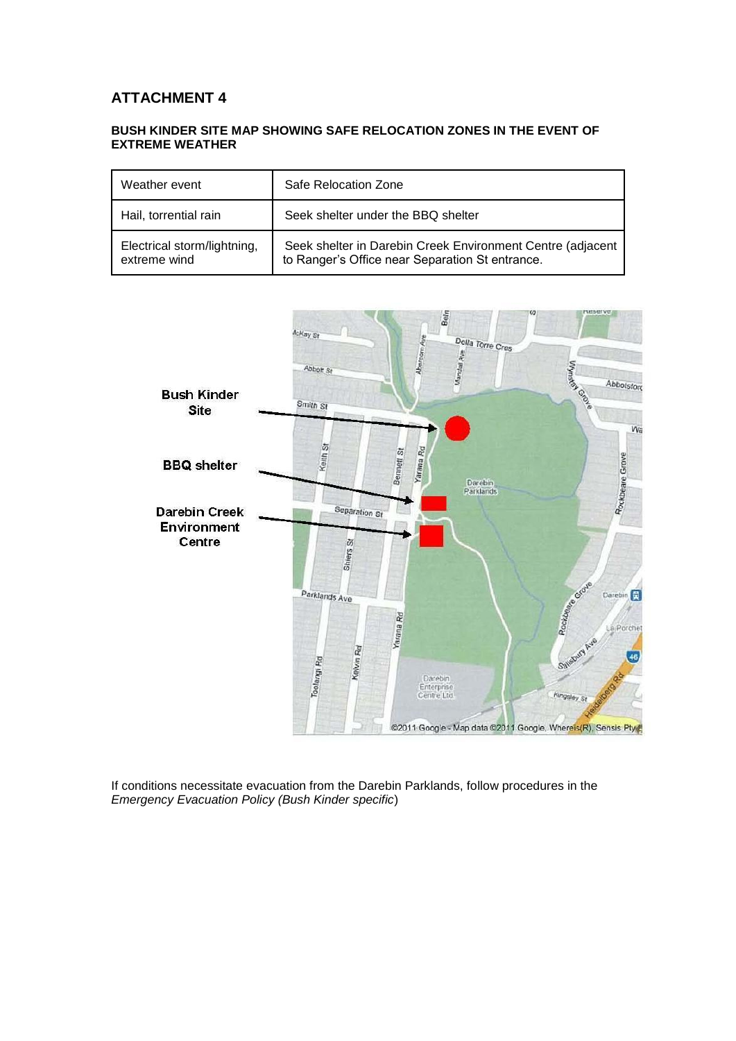## ATTACHMENT 4

**BUSH KINDER SITE MAP SHOWING SAFE RELOCATION ZONES IN THE EVENT OF EXTREME WEATHER**

| Weather event | Safe Relocation Zone |
| --- | --- |
| Hail, torrential rain | Seek shelter under the BBQ shelter |
| Electrical storm/lightning, extreme wind | Seek shelter in Darebin Creek Environment Centre (adjacent to Ranger's Office near Separation St entrance. |

Bush Kinder Site

BBQ shelter

Darebin Creek Environment Centre

©2011 Google - Map data ©2011 Google, Whereis(R), Sensis Pty

If conditions necessitate evacuation from the Darebin Parklands, follow procedures in the *Emergency Evacuation Policy (Bush Kinder specific*)